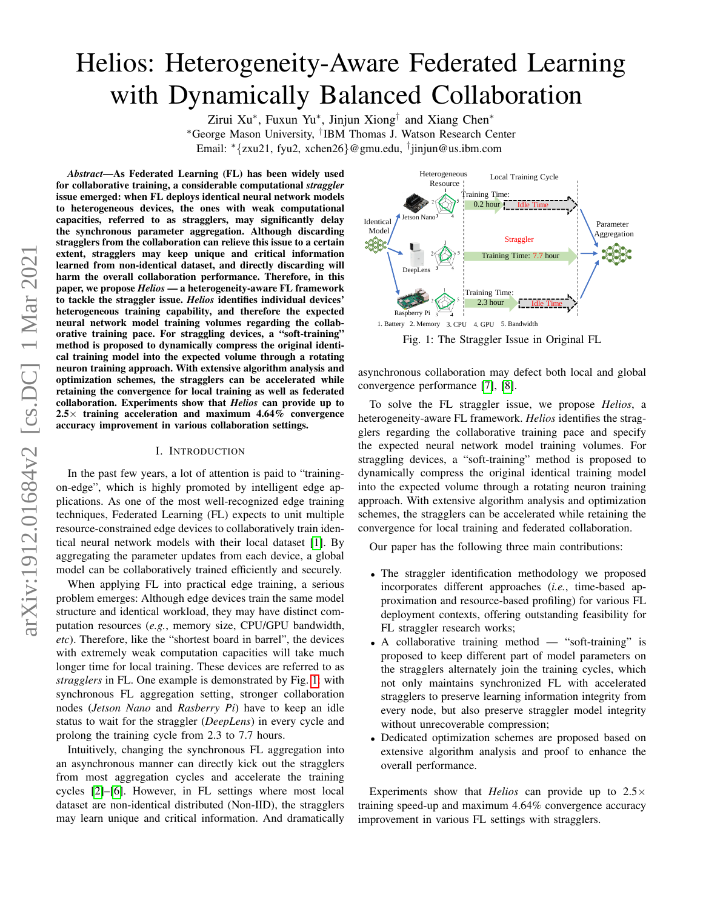# Helios: Heterogeneity-Aware Federated Learning with Dynamically Balanced Collaboration

Zirui Xu*, Fuxun Yu*, Jinjun Xiong† and Xiang Chen*

*George Mason University, †IBM Thomas J. Watson Research Center

Email: *{zxu21, fyu2, xchen26}@gmu.edu, †jinjun@us.ibm.com

***Abstract*—As Federated Learning (FL) has been widely used for collaborative training, a considerable computational *straggler* issue emerged: when FL deploys identical neural network models to heterogeneous devices, the ones with weak computational capacities, referred to as stragglers, may significantly delay the synchronous parameter aggregation. Although discarding stragglers from the collaboration can relieve this issue to a certain extent, stragglers may keep unique and critical information learned from non-identical dataset, and directly discarding will harm the overall collaboration performance. Therefore, in this paper, we propose *Helios* — a heterogeneity-aware FL framework to tackle the straggler issue. *Helios* identifies individual devices' heterogeneous training capability, and therefore the expected neural network model training volumes regarding the collaborative training pace. For straggling devices, a "soft-training" method is proposed to dynamically compress the original identical training model into the expected volume through a rotating neuron training approach. With extensive algorithm analysis and optimization schemes, the stragglers can be accelerated while retaining the convergence for local training as well as federated collaboration. Experiments show that *Helios* can provide up to 2.5× training acceleration and maximum 4.64% convergence accuracy improvement in various collaboration settings.**

## I. Introduction

In the past few years, a lot of attention is paid to "training-on-edge", which is highly promoted by intelligent edge applications. As one of the most well-recognized edge training techniques, Federated Learning (FL) expects to unit multiple resource-constrained edge devices to collaboratively train identical neural network models with their local dataset [1]. By aggregating the parameter updates from each device, a global model can be collaboratively trained efficiently and securely.

When applying FL into practical edge training, a serious problem emerges: Although edge devices train the same model structure and identical workload, they may have distinct computation resources (*e.g.*, memory size, CPU/GPU bandwidth, *etc*). Therefore, like the "shortest board in barrel", the devices with extremely weak computation capacities will take much longer time for local training. These devices are referred to as *stragglers* in FL. One example is demonstrated by Fig. 1 with synchronous FL aggregation setting, stronger collaboration nodes (*Jetson Nano* and *Rasberry Pi*) have to keep an idle status to wait for the straggler (*DeepLens*) in every cycle and prolong the training cycle from 2.3 to 7.7 hours.

Intuitively, changing the synchronous FL aggregation into an asynchronous manner can directly kick out the stragglers from most aggregation cycles and accelerate the training cycles [2]–[6]. However, in FL settings where most local dataset are non-identical distributed (Non-IID), the stragglers may learn unique and critical information. And dramatically asynchronous collaboration may defect both local and global convergence performance [7], [8].

Fig. 1: The Straggler Issue in Original FL

To solve the FL straggler issue, we propose *Helios*, a heterogeneity-aware FL framework. *Helios* identifies the stragglers regarding the collaborative training pace and specify the expected neural network model training volumes. For straggling devices, a "soft-training" method is proposed to dynamically compress the original identical training model into the expected volume through a rotating neuron training approach. With extensive algorithm analysis and optimization schemes, the stragglers can be accelerated while retaining the convergence for local training and federated collaboration.

Our paper has the following three main contributions:

- The straggler identification methodology we proposed incorporates different approaches (*i.e.*, time-based approximation and resource-based profiling) for various FL deployment contexts, offering outstanding feasibility for FL straggler research works;
- A collaborative training method — "soft-training" is proposed to keep different part of model parameters on the stragglers alternately join the training cycles, which not only maintains synchronized FL with accelerated stragglers to preserve learning information integrity from every node, but also preserve straggler model integrity without unrecoverable compression;
- Dedicated optimization schemes are proposed based on extensive algorithm analysis and proof to enhance the overall performance.

Experiments show that *Helios* can provide up to 2.5× training speed-up and maximum 4.64% convergence accuracy improvement in various FL settings with stragglers.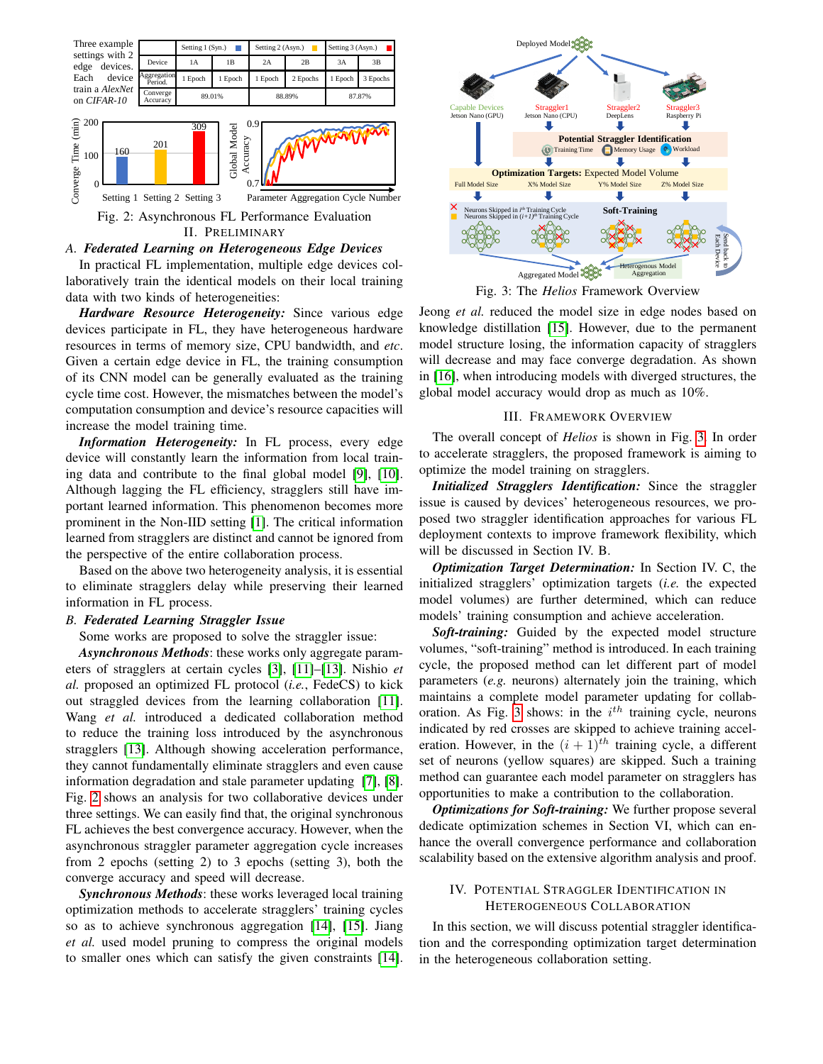Three example settings with 2 edge devices. Each device train a *AlexNet* on *CIFAR-10*

| | Setting 1 (Syn.) | | Setting 2 (Asyn.) | | Setting 3 (Asyn.) | |
|---|---|---|---|---|---|---|
| Device | 1A | 1B | 2A | 2B | 3A | 3B |
| Aggregation Period. | 1 Epoch | 1 Epoch | 1 Epoch | 2 Epochs | 1 Epoch | 3 Epochs |
| Converge Accuracy | 89.01% | | 88.89% | | 87.87% | |

Fig. 2: Asynchronous FL Performance Evaluation

## II. Preliminary

### A. *Federated Learning on Heterogeneous Edge Devices*

In practical FL implementation, multiple edge devices collaboratively train the identical models on their local training data with two kinds of heterogeneities:

***Hardware Resource Heterogeneity:*** Since various edge devices participate in FL, they have heterogeneous hardware resources in terms of memory size, CPU bandwidth, and *etc*. Given a certain edge device in FL, the training consumption of its CNN model can be generally evaluated as the training cycle time cost. However, the mismatches between the model's computation consumption and device's resource capacities will increase the model training time.

***Information Heterogeneity:*** In FL process, every edge device will constantly learn the information from local training data and contribute to the final global model [9], [10]. Although lagging the FL efficiency, stragglers still have important learned information. This phenomenon becomes more prominent in the Non-IID setting [1]. The critical information learned from stragglers are distinct and cannot be ignored from the perspective of the entire collaboration process.

Based on the above two heterogeneity analysis, it is essential to eliminate stragglers delay while preserving their learned information in FL process.

### B. *Federated Learning Straggler Issue*

Some works are proposed to solve the straggler issue:

***Asynchronous Methods***: these works only aggregate parameters of stragglers at certain cycles [3], [11]–[13]. Nishio *et al.* proposed an optimized FL protocol (*i.e.*, FedeCS) to kick out straggled devices from the learning collaboration [11]. Wang *et al.* introduced a dedicated collaboration method to reduce the training loss introduced by the asynchronous stragglers [13]. Although showing acceleration performance, they cannot fundamentally eliminate stragglers and even cause information degradation and stale parameter updating [7], [8]. Fig. 2 shows an analysis for two collaborative devices under three settings. We can easily find that, the original synchronous FL achieves the best convergence accuracy. However, when the asynchronous straggler parameter aggregation cycle increases from 2 epochs (setting 2) to 3 epochs (setting 3), both the converge accuracy and speed will decrease.

***Synchronous Methods***: these works leveraged local training optimization methods to accelerate stragglers' training cycles so as to achieve synchronous aggregation [14], [15]. Jiang *et al.* used model pruning to compress the original models to smaller ones which can satisfy the given constraints [14]. Jeong *et al.* reduced the model size in edge nodes based on knowledge distillation [15]. However, due to the permanent model structure losing, the information capacity of stragglers will decrease and may face converge degradation. As shown in [16], when introducing models with diverged structures, the global model accuracy would drop as much as 10%.

Fig. 3: The *Helios* Framework Overview

## III. Framework Overview

The overall concept of *Helios* is shown in Fig. 3. In order to accelerate stragglers, the proposed framework is aiming to optimize the model training on stragglers.

***Initialized Stragglers Identification:*** Since the straggler issue is caused by devices' heterogeneous resources, we proposed two straggler identification approaches for various FL deployment contexts to improve framework flexibility, which will be discussed in Section IV. B.

***Optimization Target Determination:*** In Section IV. C, the initialized stragglers' optimization targets (*i.e.* the expected model volumes) are further determined, which can reduce models' training consumption and achieve acceleration.

***Soft-training:*** Guided by the expected model structure volumes, "soft-training" method is introduced. In each training cycle, the proposed method can let different part of model parameters (*e.g.* neurons) alternately join the training, which maintains a complete model parameter updating for collaboration. As Fig. 3 shows: in the $i^{th}$ training cycle, neurons indicated by red crosses are skipped to achieve training acceleration. However, in the $(i+1)^{th}$ training cycle, a different set of neurons (yellow squares) are skipped. Such a training method can guarantee each model parameter on stragglers has opportunities to make a contribution to the collaboration.

***Optimizations for Soft-training:*** We further propose several dedicate optimization schemes in Section VI, which can enhance the overall convergence performance and collaboration scalability based on the extensive algorithm analysis and proof.

## IV. Potential Straggler Identification in Heterogeneous Collaboration

In this section, we will discuss potential straggler identification and the corresponding optimization target determination in the heterogeneous collaboration setting.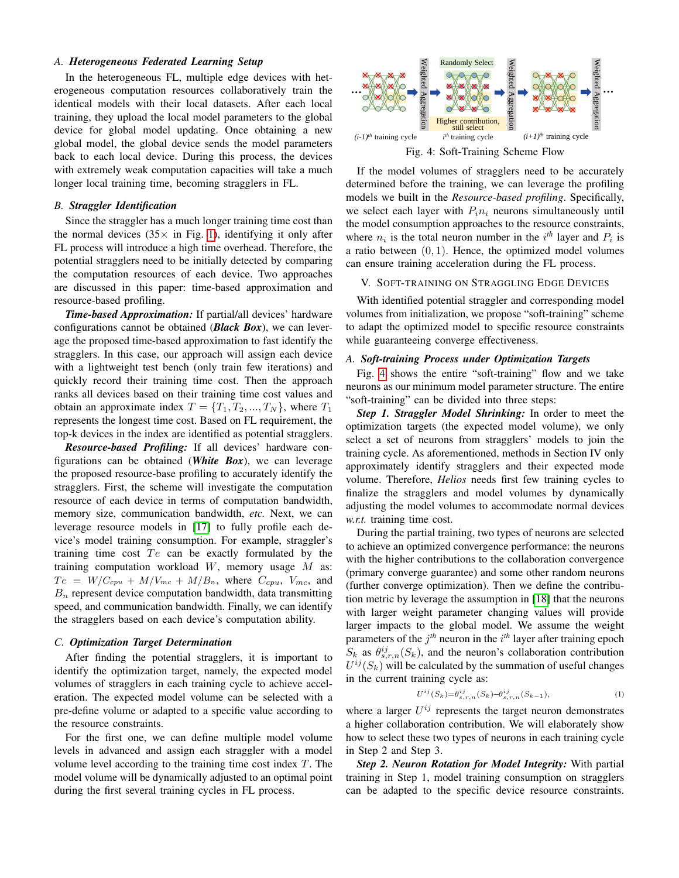### A. *Heterogeneous Federated Learning Setup*

In the heterogeneous FL, multiple edge devices with heterogeneous computation resources collaboratively train the identical models with their local datasets. After each local training, they upload the local model parameters to the global device for global model updating. Once obtaining a new global model, the global device sends the model parameters back to each local device. During this process, the devices with extremely weak computation capacities will take a much longer local training time, becoming stragglers in FL.

### B. *Straggler Identification*

Since the straggler has a much longer training time cost than the normal devices (35× in Fig. 1), identifying it only after FL process will introduce a high time overhead. Therefore, the potential stragglers need to be initially detected by comparing the computation resources of each device. Two approaches are discussed in this paper: time-based approximation and resource-based profiling.

***Time-based Approximation:*** If partial/all devices' hardware configurations cannot be obtained (***Black Box***), we can leverage the proposed time-based approximation to fast identify the stragglers. In this case, our approach will assign each device with a lightweight test bench (only train few iterations) and quickly record their training time cost. Then the approach ranks all devices based on their training time cost values and obtain an approximate index $T = \{T_1, T_2, ..., T_N\}$, where $T_1$ represents the longest time cost. Based on FL requirement, the top-k devices in the index are identified as potential stragglers.

***Resource-based Profiling:*** If all devices' hardware configurations can be obtained (***White Box***), we can leverage the proposed resource-base profiling to accurately identify the stragglers. First, the scheme will investigate the computation resource of each device in terms of computation bandwidth, memory size, communication bandwidth, *etc.* Next, we can leverage resource models in [17] to fully profile each device's model training consumption. For example, straggler's training time cost $Te$ can be exactly formulated by the training computation workload $W$, memory usage $M$ as: $Te = W/C_{cpu} + M/V_{mc} + M/B_n$, where $C_{cpu}$, $V_{mc}$, and $B_n$ represent device computation bandwidth, data transmitting speed, and communication bandwidth. Finally, we can identify the stragglers based on each device's computation ability.

### C. *Optimization Target Determination*

After finding the potential stragglers, it is important to identify the optimization target, namely, the expected model volumes of stragglers in each training cycle to achieve acceleration. The expected model volume can be selected with a pre-define volume or adapted to a specific value according to the resource constraints.

For the first one, we can define multiple model volume levels in advanced and assign each straggler with a model volume level according to the training time cost index $T$. The model volume will be dynamically adjusted to an optimal point during the first several training cycles in FL process.

Fig. 4: Soft-Training Scheme Flow

If the model volumes of stragglers need to be accurately determined before the training, we can leverage the profiling models we built in the *Resource-based profiling*. Specifically, we select each layer with $P_i n_i$ neurons simultaneously until the model consumption approaches to the resource constraints, where $n_i$ is the total neuron number in the $i^{th}$ layer and $P_i$ is a ratio between $(0, 1)$. Hence, the optimized model volumes can ensure training acceleration during the FL process.

## V. Soft-Training on Straggling Edge Devices

With identified potential straggler and corresponding model volumes from initialization, we propose "soft-training" scheme to adapt the optimized model to specific resource constraints while guaranteeing converge effectiveness.

### A. *Soft-training Process under Optimization Targets*

Fig. 4 shows the entire "soft-training" flow and we take neurons as our minimum model parameter structure. The entire "soft-training" can be divided into three steps:

***Step 1. Straggler Model Shrinking:*** In order to meet the optimization targets (the expected model volume), we only select a set of neurons from stragglers' models to join the training cycle. As aforementioned, methods in Section IV only approximately identify stragglers and their expected mode volume. Therefore, *Helios* needs first few training cycles to finalize the stragglers and model volumes by dynamically adjusting the model volumes to accommodate normal devices *w.r.t.* training time cost.

During the partial training, two types of neurons are selected to achieve an optimized convergence performance: the neurons with the higher contributions to the collaboration convergence (primary converge guarantee) and some other random neurons (further converge optimization). Then we define the contribution metric by leverage the assumption in [18] that the neurons with larger weight parameter changing values will provide larger impacts to the global model. We assume the weight parameters of the $j^{th}$ neuron in the $i^{th}$ layer after training epoch $S_k$ as $\theta^{ij}_{s,r,n}(S_k)$, and the neuron's collaboration contribution $U^{ij}(S_k)$ will be calculated by the summation of useful changes in the current training cycle as:

$$U^{ij}(S_k) = \theta^{ij}_{s,r,n}(S_k) - \theta^{ij}_{s,r,n}(S_{k-1}), \tag{1}$$

where a larger $U^{ij}$ represents the target neuron demonstrates a higher collaboration contribution. We will elaborately show how to select these two types of neurons in each training cycle in Step 2 and Step 3.

***Step 2. Neuron Rotation for Model Integrity:*** With partial training in Step 1, model training consumption on stragglers can be adapted to the specific device resource constraints.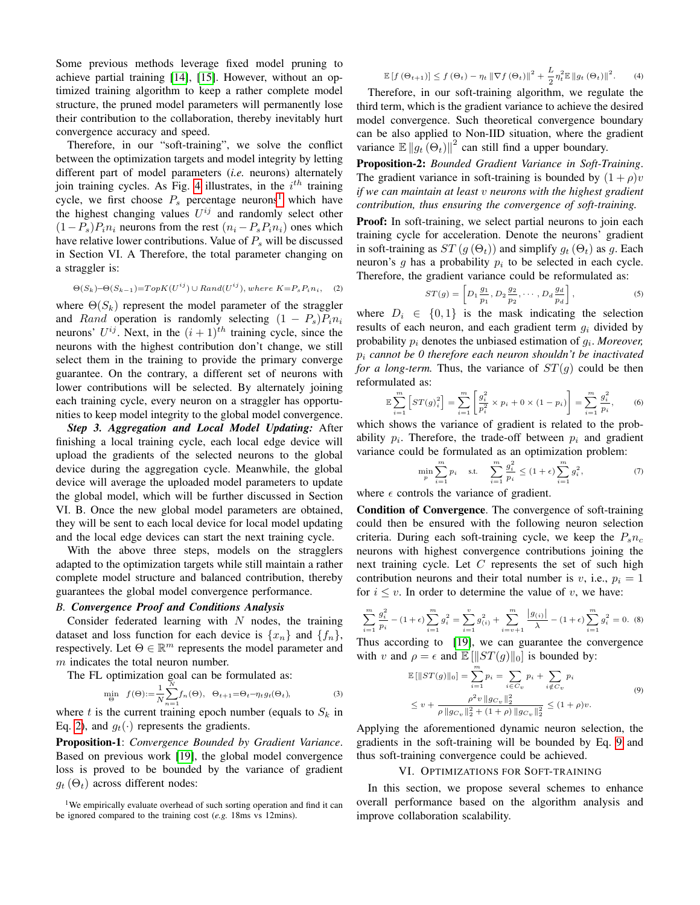Some previous methods leverage fixed model pruning to achieve partial training [14], [15]. However, without an optimized training algorithm to keep a rather complete model structure, the pruned model parameters will permanently lose their contribution to the collaboration, thereby inevitably hurt convergence accuracy and speed.

Therefore, in our "soft-training", we solve the conflict between the optimization targets and model integrity by letting different part of model parameters (*i.e.* neurons) alternately join training cycles. As Fig. 4 illustrates, in the $i^{th}$ training cycle, we first choose $P_s$ percentage neurons[1] which have the highest changing values $U^{ij}$ and randomly select other $(1-P_s)P_in_i$ neurons from the rest $(n_i - P_sP_in_i)$ ones which have relative lower contributions. Value of $P_s$ will be discussed in Section VI. A Therefore, the total parameter changing on a straggler is:

$$\Theta(S_k) - \Theta(S_{k-1}) = TopK(U^{ij}) \cup Rand(U^{ij}), \; where \; K = P_sP_in_i, \quad (2)$$

where $\Theta(S_k)$ represent the model parameter of the straggler and $Rand$ operation is randomly selecting $(1-P_s)P_in_i$ neurons' $U^{ij}$. Next, in the $(i+1)^{th}$ training cycle, since the neurons with the highest contribution don't change, we still select them in the training to provide the primary converge guarantee. On the contrary, a different set of neurons with lower contributions will be selected. By alternately joining each training cycle, every neuron on a straggler has opportunities to keep model integrity to the global model convergence.

***Step 3. Aggregation and Local Model Updating:*** After finishing a local training cycle, each local edge device will upload the gradients of the selected neurons to the global device during the aggregation cycle. Meanwhile, the global device will average the uploaded model parameters to update the global model, which will be further discussed in Section VI. B. Once the new global model parameters are obtained, they will be sent to each local device for local model updating and the local edge devices can start the next training cycle.

With the above three steps, models on the stragglers adapted to the optimization targets while still maintain a rather complete model structure and balanced contribution, thereby guarantees the global model convergence performance.

### B. Convergence Proof and Conditions Analysis

Consider federated learning with $N$ nodes, the training dataset and loss function for each device is $\{x_n\}$ and $\{f_n\}$, respectively. Let $\Theta \in \mathbb{R}^m$ represents the model parameter and $m$ indicates the total neuron number.

The FL optimization goal can be formulated as:

$$\min_{\Theta} \; f(\Theta) := \frac{1}{N}\sum_{n=1}^{N} f_n(\Theta), \quad \Theta_{t+1} = \Theta_t - \eta_t g_t(\Theta_t), \quad (3)$$

where $t$ is the current training epoch number (equals to $S_k$ in Eq. 2), and $g_t(\cdot)$ represents the gradients.

**Proposition-1**: *Convergence Bounded by Gradient Variance*. Based on previous work [19], the global model convergence loss is proved to be bounded by the variance of gradient $g_t(\Theta_t)$ across different nodes:

$$\mathbb{E}\left[f\left(\Theta_{t+1}\right)\right] \leq f\left(\Theta_t\right) - \eta_t \left\|\nabla f\left(\Theta_t\right)\right\|^2 + \frac{L}{2}\eta_t^2 \mathbb{E}\left\|g_t\left(\Theta_t\right)\right\|^2. \quad (4)$$

Therefore, in our soft-training algorithm, we regulate the third term, which is the gradient variance to achieve the desired model convergence. Such theoretical convergence boundary can be also applied to Non-IID situation, where the gradient variance $\mathbb{E}\left\|g_t\left(\Theta_t\right)\right\|^2$ can still find a upper boundary.

**Proposition-2:** *Bounded Gradient Variance in Soft-Training*. The gradient variance in soft-training is bounded by $(1+\rho)v$ *if we can maintain at least $v$ neurons with the highest gradient contribution, thus ensuring the convergence of soft-training.*

**Proof:** In soft-training, we select partial neurons to join each training cycle for acceleration. Denote the neurons' gradient in soft-training as $ST\left(g\left(\Theta_t\right)\right)$ and simplify $g_t\left(\Theta_t\right)$ as $g$. Each neuron's $g$ has a probability $p_i$ to be selected in each cycle. Therefore, the gradient variance could be reformulated as:

$$ST(g) = \left[D_1\frac{g_1}{p_1}, D_2\frac{g_2}{p_2}, \cdots, D_d\frac{g_d}{p_d}\right], \quad (5)$$

where $D_i \in \{0,1\}$ is the mask indicating the selection results of each neuron, and each gradient term $g_i$ divided by probability $p_i$ denotes the unbiased estimation of $g_i$. *Moreover, $p_i$ cannot be 0 therefore each neuron shouldn't be inactivated for a long-term.* Thus, the variance of $ST(g)$ could be then reformulated as:

$$\mathbb{E}\sum_{i=1}^{m}\left[ST(g)_i^2\right] = \sum_{i=1}^{m}\left[\frac{g_i^2}{p_i^2} \times p_i + 0 \times (1-p_i)\right] = \sum_{i=1}^{m}\frac{g_i^2}{p_i}, \quad (6)$$

which shows the variance of gradient is related to the probability $p_i$. Therefore, the trade-off between $p_i$ and gradient variance could be formulated as an optimization problem:

$$\min_{p}\sum_{i=1}^{m}p_i \quad \text{s.t.} \quad \sum_{i=1}^{m}\frac{g_i^2}{p_i} \leq (1+\epsilon)\sum_{i=1}^{m}g_i^2, \quad (7)$$

where $\epsilon$ controls the variance of gradient.

**Condition of Convergence**. The convergence of soft-training could then be ensured with the following neuron selection criteria. During each soft-training cycle, we keep the $P_sn_c$ neurons with highest convergence contributions joining the next training cycle. Let $C$ represents the set of such high contribution neurons and their total number is $v$, i.e., $p_i = 1$ for $i \leq v$. In order to determine the value of $v$, we have:

$$\sum_{i=1}^{m}\frac{g_i^2}{p_i} - (1+\epsilon)\sum_{i=1}^{m}g_i^2 = \sum_{i=1}^{v}g_{(i)}^2 + \sum_{i=v+1}^{m}\frac{\left|g_{(i)}\right|}{\lambda} - (1+\epsilon)\sum_{i=1}^{m}g_i^2 = 0. \quad (8)$$

Thus according to [19], we can guarantee the convergence with $v$ and $\rho = \epsilon$ and $\mathbb{E}\left[\|ST(g)\|_0\right]$ is bounded by:

$$\begin{aligned}\mathbb{E}\left[\|ST(g)\|_0\right] &= \sum_{i=1}^{m}p_i = \sum_{i\in C_v}p_i + \sum_{i\notin C_v}p_i \\ &\leq v + \frac{\rho^2 v \left\|g_{C_v}\right\|_2^2}{\rho\left\|g_{C_v}\right\|_2^2 + (1+\rho)\left\|g_{C_v}\right\|_2^2} \leq (1+\rho)v.\end{aligned} \quad (9)$$

Applying the aforementioned dynamic neuron selection, the gradients in the soft-training will be bounded by Eq. 9 and thus soft-training convergence could be achieved.

## VI. Optimizations for Soft-training

In this section, we propose several schemes to enhance overall performance based on the algorithm analysis and improve collaboration scalability.

[1] We empirically evaluate overhead of such sorting operation and find it can be ignored compared to the training cost (*e.g.* 18ms vs 12mins).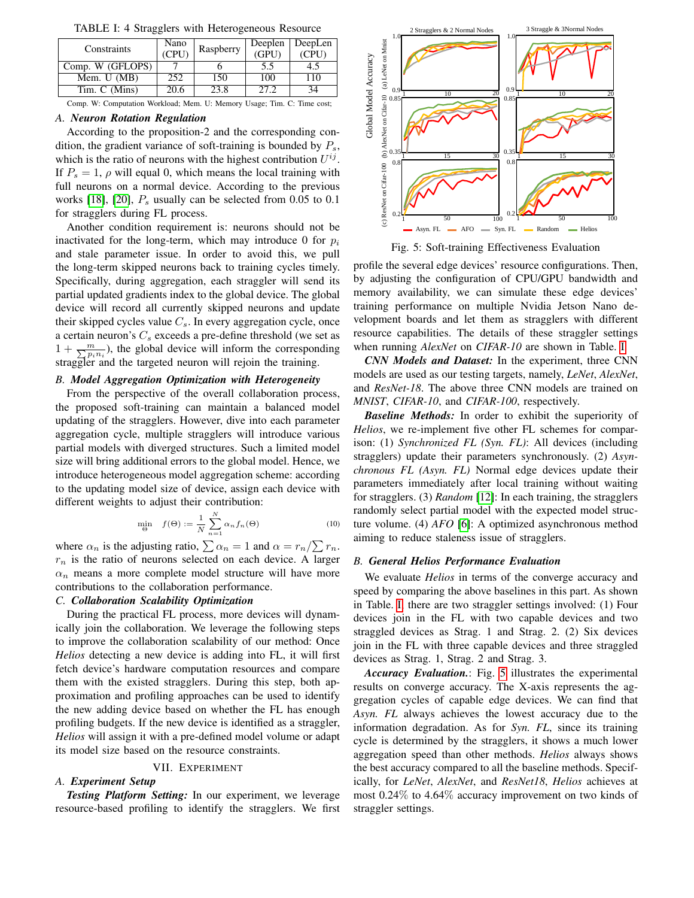TABLE I: 4 Stragglers with Heterogeneous Resource

| Constraints | Nano (CPU) | Raspberry | Deeplen (GPU) | DeepLen (CPU) |
|---|---|---|---|---|
| Comp. W (GFLOPS) | 7 | 6 | 5.5 | 4.5 |
| Mem. U (MB) | 252 | 150 | 100 | 110 |
| Tim. C (Mins) | 20.6 | 23.8 | 27.2 | 34 |

Comp. W: Computation Workload; Mem. U: Memory Usage; Tim. C: Time cost;

### A. Neuron Rotation Regulation

According to the proposition-2 and the corresponding condition, the gradient variance of soft-training is bounded by $P_s$, which is the ratio of neurons with the highest contribution $U^{ij}$. If $P_s = 1$, $\rho$ will equal 0, which means the local training with full neurons on a normal device. According to the previous works [18], [20], $P_s$ usually can be selected from 0.05 to 0.1 for stragglers during FL process.

Another condition requirement is: neurons should not be inactivated for the long-term, which may introduce 0 for $p_i$ and stale parameter issue. In order to avoid this, we pull the long-term skipped neurons back to training cycles timely. Specifically, during aggregation, each straggler will send its partial updated gradients index to the global device. The global device will record all currently skipped neurons and update their skipped cycles value $C_s$. In every aggregation cycle, once a certain neuron's $C_s$ exceeds a pre-define threshold (we set as $1 + \frac{m}{\sum p_i n_i}$), the global device will inform the corresponding straggler and the targeted neuron will rejoin the training.

### B. Model Aggregation Optimization with Heterogeneity

From the perspective of the overall collaboration process, the proposed soft-training can maintain a balanced model updating of the stragglers. However, dive into each parameter aggregation cycle, multiple stragglers will introduce various partial models with diverged structures. Such a limited model size will bring additional errors to the global model. Hence, we introduce heterogeneous model aggregation scheme: according to the updating model size of device, assign each device with different weights to adjust their contribution:

$$\min_{\Theta} \quad f(\Theta) := \frac{1}{N} \sum_{n=1}^{N} \alpha_n f_n(\Theta) \tag{10}$$

where $\alpha_n$ is the adjusting ratio, $\sum \alpha_n = 1$ and $\alpha = r_n / \sum r_n$. $r_n$ is the ratio of neurons selected on each device. A larger $\alpha_n$ means a more complete model structure will have more contributions to the collaboration performance.

### C. Collaboration Scalability Optimization

During the practical FL process, more devices will dynamically join the collaboration. We leverage the following steps to improve the collaboration scalability of our method: Once *Helios* detecting a new device is adding into FL, it will first fetch device's hardware computation resources and compare them with the existed stragglers. During this step, both approximation and profiling approaches can be used to identify the new adding device based on whether the FL has enough profiling budgets. If the new device is identified as a straggler, *Helios* will assign it with a pre-defined model volume or adapt its model size based on the resource constraints.

## VII. Experiment

### A. Experiment Setup

***Testing Platform Setting:*** In our experiment, we leverage resource-based profiling to identify the stragglers. We first profile the several edge devices' resource configurations. Then, by adjusting the configuration of CPU/GPU bandwidth and memory availability, we can simulate these edge devices' training performance on multiple Nvidia Jetson Nano development boards and let them as stragglers with different resource capabilities. The details of these straggler settings when running *AlexNet* on *CIFAR-10* are shown in Table. I.

Fig. 5: Soft-training Effectiveness Evaluation

***CNN Models and Dataset:*** In the experiment, three CNN models are used as our testing targets, namely, *LeNet*, *AlexNet*, and *ResNet-18*. The above three CNN models are trained on *MNIST*, *CIFAR-10*, and *CIFAR-100*, respectively.

***Baseline Methods:*** In order to exhibit the superiority of *Helios*, we re-implement five other FL schemes for comparison: (1) *Synchronized FL (Syn. FL)*: All devices (including stragglers) update their parameters synchronously. (2) *Asynchronous FL (Asyn. FL)* Normal edge devices update their parameters immediately after local training without waiting for stragglers. (3) *Random* [12]: In each training, the stragglers randomly select partial model with the expected model structure volume. (4) *AFO* [6]: A optimized asynchronous method aiming to reduce staleness issue of stragglers.

### B. General Helios Performance Evaluation

We evaluate *Helios* in terms of the converge accuracy and speed by comparing the above baselines in this part. As shown in Table. I, there are two straggler settings involved: (1) Four devices join in the FL with two capable devices and two straggled devices as Strag. 1 and Strag. 2. (2) Six devices join in the FL with three capable devices and three straggled devices as Strag. 1, Strag. 2 and Strag. 3.

***Accuracy Evaluation.***: Fig. 5 illustrates the experimental results on converge accuracy. The X-axis represents the aggregation cycles of capable edge devices. We can find that *Asyn. FL* always achieves the lowest accuracy due to the information degradation. As for *Syn. FL*, since its training cycle is determined by the stragglers, it shows a much lower aggregation speed than other methods. *Helios* always shows the best accuracy compared to all the baseline methods. Specifically, for *LeNet*, *AlexNet*, and *ResNet18*, *Helios* achieves at most 0.24% to 4.64% accuracy improvement on two kinds of straggler settings.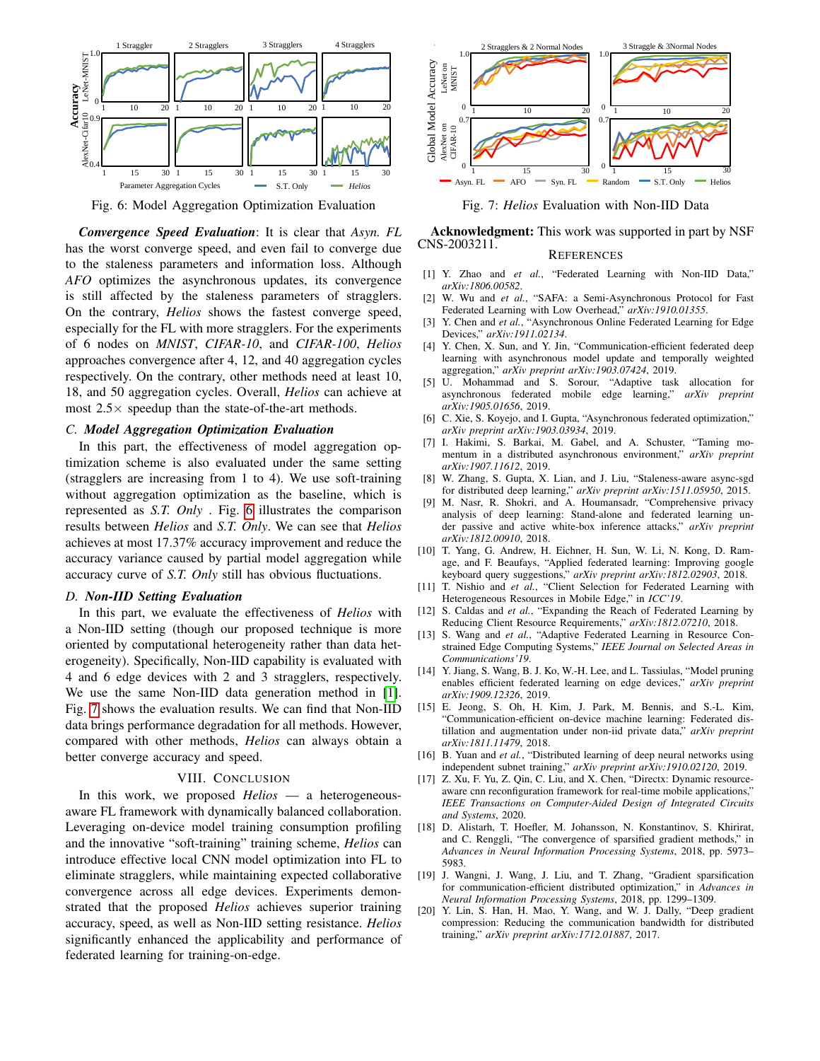1 Straggler
2 Stragglers
3 Stragglers
4 Stragglers

Accuracy
LeNet-MNIST
1.0
0
1 10 20

AlexNet-Cifar10
0.9
0.4
1 15 30

Parameter Aggregation Cycles
S.T. Only
*Helios*

Fig. 6: Model Aggregation Optimization Evaluation

2 Stragglers & 2 Normal Nodes
3 Straggle & 3Normal Nodes

Global Model Accuracy
LeNet on MNIST
1.0
0
1 10 20

AlexNet on CIFAR-10
0.7
0
1 15 30

Asyn. FL
AFO
Syn. FL
Random
S.T. Only
Helios

Fig. 7: *Helios* Evaluation with Non-IID Data

***Convergence Speed Evaluation***: It is clear that *Asyn. FL* has the worst converge speed, and even fail to converge due to the staleness parameters and information loss. Although *AFO* optimizes the asynchronous updates, its convergence is still affected by the staleness parameters of stragglers. On the contrary, *Helios* shows the fastest converge speed, especially for the FL with more stragglers. For the experiments of 6 nodes on *MNIST*, *CIFAR-10*, and *CIFAR-100*, *Helios* approaches convergence after 4, 12, and 40 aggregation cycles respectively. On the contrary, other methods need at least 10, 18, and 50 aggregation cycles. Overall, *Helios* can achieve at most 2.5× speedup than the state-of-the-art methods.

### *C. Model Aggregation Optimization Evaluation*

In this part, the effectiveness of model aggregation optimization scheme is also evaluated under the same setting (stragglers are increasing from 1 to 4). We use soft-training without aggregation optimization as the baseline, which is represented as *S.T. Only* . Fig. 6 illustrates the comparison results between *Helios* and *S.T. Only*. We can see that *Helios* achieves at most 17.37% accuracy improvement and reduce the accuracy variance caused by partial model aggregation while accuracy curve of *S.T. Only* still has obvious fluctuations.

### *D. Non-IID Setting Evaluation*

In this part, we evaluate the effectiveness of *Helios* with a Non-IID setting (though our proposed technique is more oriented by computational heterogeneity rather than data heterogeneity). Specifically, Non-IID capability is evaluated with 4 and 6 edge devices with 2 and 3 stragglers, respectively. We use the same Non-IID data generation method in [1]. Fig. 7 shows the evaluation results. We can find that Non-IID data brings performance degradation for all methods. However, compared with other methods, *Helios* can always obtain a better converge accuracy and speed.

## VIII. Conclusion

In this work, we proposed *Helios* — a heterogeneous-aware FL framework with dynamically balanced collaboration. Leveraging on-device model training consumption profiling and the innovative "soft-training" training scheme, *Helios* can introduce effective local CNN model optimization into FL to eliminate stragglers, while maintaining expected collaborative convergence across all edge devices. Experiments demonstrated that the proposed *Helios* achieves superior training accuracy, speed, as well as Non-IID setting resistance. *Helios* significantly enhanced the applicability and performance of federated learning for training-on-edge.

**Acknowledgment:** This work was supported in part by NSF CNS-2003211.

## References

[1] Y. Zhao and *et al.*, "Federated Learning with Non-IID Data," *arXiv:1806.00582*.

[2] W. Wu and *et al.*, "SAFA: a Semi-Asynchronous Protocol for Fast Federated Learning with Low Overhead," *arXiv:1910.01355*.

[3] Y. Chen and *et al.*, "Asynchronous Online Federated Learning for Edge Devices," *arXiv:1911.02134*.

[4] Y. Chen, X. Sun, and Y. Jin, "Communication-efficient federated deep learning with asynchronous model update and temporally weighted aggregation," *arXiv preprint arXiv:1903.07424*, 2019.

[5] U. Mohammad and S. Sorour, "Adaptive task allocation for asynchronous federated mobile edge learning," *arXiv preprint arXiv:1905.01656*, 2019.

[6] C. Xie, S. Koyejo, and I. Gupta, "Asynchronous federated optimization," *arXiv preprint arXiv:1903.03934*, 2019.

[7] I. Hakimi, S. Barkai, M. Gabel, and A. Schuster, "Taming momentum in a distributed asynchronous environment," *arXiv preprint arXiv:1907.11612*, 2019.

[8] W. Zhang, S. Gupta, X. Lian, and J. Liu, "Staleness-aware async-sgd for distributed deep learning," *arXiv preprint arXiv:1511.05950*, 2015.

[9] M. Nasr, R. Shokri, and A. Houmansadr, "Comprehensive privacy analysis of deep learning: Stand-alone and federated learning under passive and active white-box inference attacks," *arXiv preprint arXiv:1812.00910*, 2018.

[10] T. Yang, G. Andrew, H. Eichner, H. Sun, W. Li, N. Kong, D. Ramage, and F. Beaufays, "Applied federated learning: Improving google keyboard query suggestions," *arXiv preprint arXiv:1812.02903*, 2018.

[11] T. Nishio and *et al.*, "Client Selection for Federated Learning with Heterogeneous Resources in Mobile Edge," in *ICC'19*.

[12] S. Caldas and *et al.*, "Expanding the Reach of Federated Learning by Reducing Client Resource Requirements," *arXiv:1812.07210*, 2018.

[13] S. Wang and *et al.*, "Adaptive Federated Learning in Resource Constrained Edge Computing Systems," *IEEE Journal on Selected Areas in Communications'19*.

[14] Y. Jiang, S. Wang, B. J. Ko, W.-H. Lee, and L. Tassiulas, "Model pruning enables efficient federated learning on edge devices," *arXiv preprint arXiv:1909.12326*, 2019.

[15] E. Jeong, S. Oh, H. Kim, J. Park, M. Bennis, and S.-L. Kim, "Communication-efficient on-device machine learning: Federated distillation and augmentation under non-iid private data," *arXiv preprint arXiv:1811.11479*, 2018.

[16] B. Yuan and *et al.*, "Distributed learning of deep neural networks using independent subnet training," *arXiv preprint arXiv:1910.02120*, 2019.

[17] Z. Xu, F. Yu, Z. Qin, C. Liu, and X. Chen, "Directx: Dynamic resource-aware cnn reconfiguration framework for real-time mobile applications," *IEEE Transactions on Computer-Aided Design of Integrated Circuits and Systems*, 2020.

[18] D. Alistarh, T. Hoefler, M. Johansson, N. Konstantinov, S. Khirirat, and C. Renggli, "The convergence of sparsified gradient methods," in *Advances in Neural Information Processing Systems*, 2018, pp. 5973–5983.

[19] J. Wangni, J. Wang, J. Liu, and T. Zhang, "Gradient sparsification for communication-efficient distributed optimization," in *Advances in Neural Information Processing Systems*, 2018, pp. 1299–1309.

[20] Y. Lin, S. Han, H. Mao, Y. Wang, and W. J. Dally, "Deep gradient compression: Reducing the communication bandwidth for distributed training," *arXiv preprint arXiv:1712.01887*, 2017.